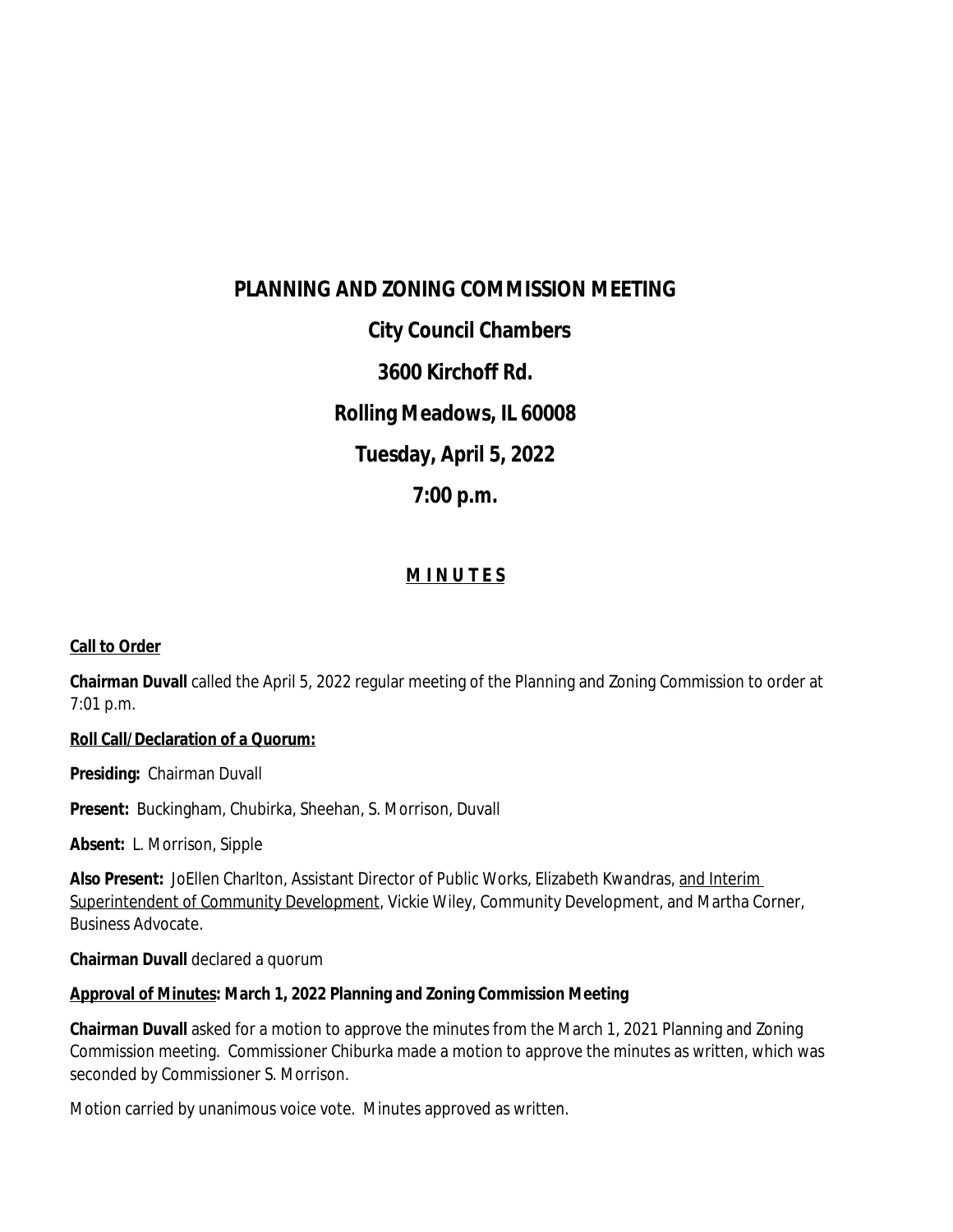# PLANNING AND ZONING COMMISSION MEETING

## City Council Chambers

## 3600 Kirchoff Rd.

## Rolling Meadows, IL 60008

## Tuesday, April 5, 2022

## 7:00 p.m.

**M I N U T E S**

**Call to Order**

**Chairman Duvall** called the April 5, 2022 regular meeting of the Planning and Zoning Commission to order at 7:01 p.m.

**Roll Call/Declaration of a Quorum:**

**Presiding:** Chairman Duvall

**Present:** Buckingham, Chubirka, Sheehan, S. Morrison, Duvall

**Absent:** L. Morrison, Sipple

**Also Present:** JoEllen Charlton, Assistant Director of Public Works, Elizabeth Kwandras, and Interim Superintendent of Community Development, Vickie Wiley, Community Development, and Martha Corner, Business Advocate.

**Chairman Duvall** declared a quorum

**Approval of Minutes: March 1, 2022 Planning and Zoning Commission Meeting**

**Chairman Duvall** asked for a motion to approve the minutes from the March 1, 2021 Planning and Zoning Commission meeting. Commissioner Chiburka made a motion to approve the minutes as written, which was seconded by Commissioner S. Morrison.

Motion carried by unanimous voice vote. Minutes approved as written.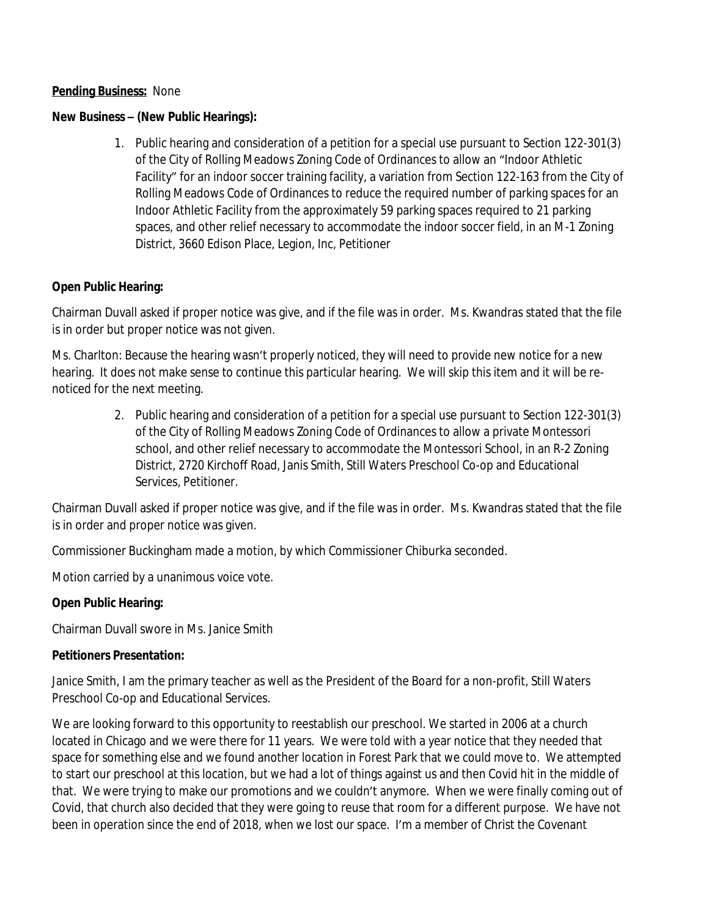**Pending Business:** None

**New Business – (New Public Hearings):**

1. Public hearing and consideration of a petition for a special use pursuant to Section 122-301(3) of the City of Rolling Meadows Zoning Code of Ordinances to allow an "Indoor Athletic Facility" for an indoor soccer training facility, a variation from Section 122-163 from the City of Rolling Meadows Code of Ordinances to reduce the required number of parking spaces for an Indoor Athletic Facility from the approximately 59 parking spaces required to 21 parking spaces, and other relief necessary to accommodate the indoor soccer field, in an M-1 Zoning District, 3660 Edison Place, Legion, Inc, Petitioner

**Open Public Hearing:**

Chairman Duvall asked if proper notice was give, and if the file was in order. Ms. Kwandras stated that the file is in order but proper notice was not given.

Ms. Charlton: Because the hearing wasn't properly noticed, they will need to provide new notice for a new hearing. It does not make sense to continue this particular hearing. We will skip this item and it will be re-noticed for the next meeting.

2. Public hearing and consideration of a petition for a special use pursuant to Section 122-301(3) of the City of Rolling Meadows Zoning Code of Ordinances to allow a private Montessori school, and other relief necessary to accommodate the Montessori School, in an R-2 Zoning District, 2720 Kirchoff Road, Janis Smith, Still Waters Preschool Co-op and Educational Services, Petitioner.

Chairman Duvall asked if proper notice was give, and if the file was in order. Ms. Kwandras stated that the file is in order and proper notice was given.

Commissioner Buckingham made a motion, by which Commissioner Chiburka seconded.

Motion carried by a unanimous voice vote.

**Open Public Hearing:**

Chairman Duvall swore in Ms. Janice Smith

**Petitioners Presentation:**

Janice Smith, I am the primary teacher as well as the President of the Board for a non-profit, Still Waters Preschool Co-op and Educational Services.

We are looking forward to this opportunity to reestablish our preschool. We started in 2006 at a church located in Chicago and we were there for 11 years. We were told with a year notice that they needed that space for something else and we found another location in Forest Park that we could move to. We attempted to start our preschool at this location, but we had a lot of things against us and then Covid hit in the middle of that. We were trying to make our promotions and we couldn't anymore. When we were finally coming out of Covid, that church also decided that they were going to reuse that room for a different purpose. We have not been in operation since the end of 2018, when we lost our space. I'm a member of Christ the Covenant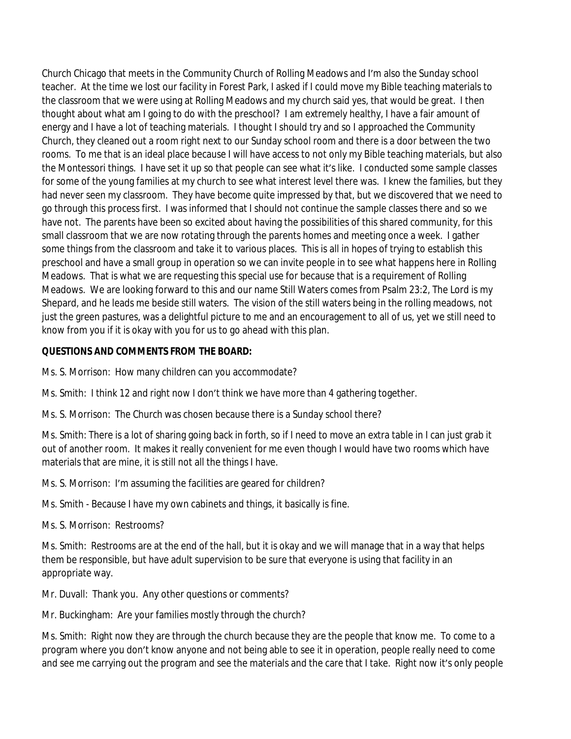Church Chicago that meets in the Community Church of Rolling Meadows and I'm also the Sunday school teacher. At the time we lost our facility in Forest Park, I asked if I could move my Bible teaching materials to the classroom that we were using at Rolling Meadows and my church said yes, that would be great. I then thought about what am I going to do with the preschool? I am extremely healthy, I have a fair amount of energy and I have a lot of teaching materials. I thought I should try and so I approached the Community Church, they cleaned out a room right next to our Sunday school room and there is a door between the two rooms. To me that is an ideal place because I will have access to not only my Bible teaching materials, but also the Montessori things. I have set it up so that people can see what it's like. I conducted some sample classes for some of the young families at my church to see what interest level there was. I knew the families, but they had never seen my classroom. They have become quite impressed by that, but we discovered that we need to go through this process first. I was informed that I should not continue the sample classes there and so we have not. The parents have been so excited about having the possibilities of this shared community, for this small classroom that we are now rotating through the parents homes and meeting once a week. I gather some things from the classroom and take it to various places. This is all in hopes of trying to establish this preschool and have a small group in operation so we can invite people in to see what happens here in Rolling Meadows. That is what we are requesting this special use for because that is a requirement of Rolling Meadows. We are looking forward to this and our name Still Waters comes from Psalm 23:2, The Lord is my Shepard, and he leads me beside still waters. The vision of the still waters being in the rolling meadows, not just the green pastures, was a delightful picture to me and an encouragement to all of us, yet we still need to know from you if it is okay with you for us to go ahead with this plan.

**QUESTIONS AND COMMENTS FROM THE BOARD:**

Ms. S. Morrison: How many children can you accommodate?

Ms. Smith: I think 12 and right now I don't think we have more than 4 gathering together.

Ms. S. Morrison: The Church was chosen because there is a Sunday school there?

Ms. Smith: There is a lot of sharing going back in forth, so if I need to move an extra table in I can just grab it out of another room. It makes it really convenient for me even though I would have two rooms which have materials that are mine, it is still not all the things I have.

Ms. S. Morrison: I'm assuming the facilities are geared for children?

Ms. Smith - Because I have my own cabinets and things, it basically is fine.

Ms. S. Morrison: Restrooms?

Ms. Smith: Restrooms are at the end of the hall, but it is okay and we will manage that in a way that helps them be responsible, but have adult supervision to be sure that everyone is using that facility in an appropriate way.

Mr. Duvall: Thank you. Any other questions or comments?

Mr. Buckingham: Are your families mostly through the church?

Ms. Smith: Right now they are through the church because they are the people that know me. To come to a program where you don't know anyone and not being able to see it in operation, people really need to come and see me carrying out the program and see the materials and the care that I take. Right now it's only people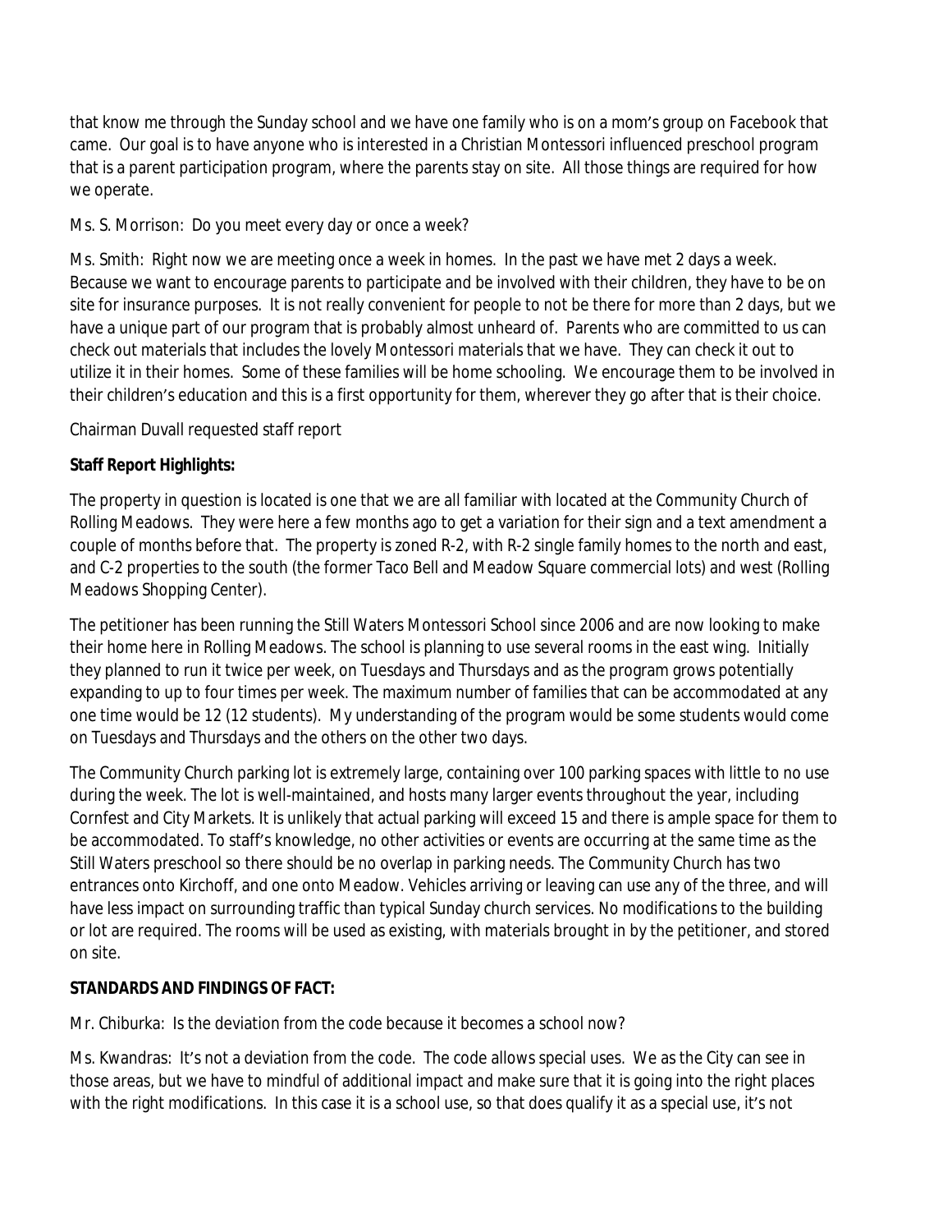that know me through the Sunday school and we have one family who is on a mom's group on Facebook that came. Our goal is to have anyone who is interested in a Christian Montessori influenced preschool program that is a parent participation program, where the parents stay on site. All those things are required for how we operate.

Ms. S. Morrison: Do you meet every day or once a week?

Ms. Smith: Right now we are meeting once a week in homes. In the past we have met 2 days a week. Because we want to encourage parents to participate and be involved with their children, they have to be on site for insurance purposes. It is not really convenient for people to not be there for more than 2 days, but we have a unique part of our program that is probably almost unheard of. Parents who are committed to us can check out materials that includes the lovely Montessori materials that we have. They can check it out to utilize it in their homes. Some of these families will be home schooling. We encourage them to be involved in their children's education and this is a first opportunity for them, wherever they go after that is their choice.

Chairman Duvall requested staff report

**Staff Report Highlights:**

The property in question is located is one that we are all familiar with located at the Community Church of Rolling Meadows. They were here a few months ago to get a variation for their sign and a text amendment a couple of months before that. The property is zoned R-2, with R-2 single family homes to the north and east, and C-2 properties to the south (the former Taco Bell and Meadow Square commercial lots) and west (Rolling Meadows Shopping Center).

The petitioner has been running the Still Waters Montessori School since 2006 and are now looking to make their home here in Rolling Meadows. The school is planning to use several rooms in the east wing. Initially they planned to run it twice per week, on Tuesdays and Thursdays and as the program grows potentially expanding to up to four times per week. The maximum number of families that can be accommodated at any one time would be 12 (12 students). My understanding of the program would be some students would come on Tuesdays and Thursdays and the others on the other two days.

The Community Church parking lot is extremely large, containing over 100 parking spaces with little to no use during the week. The lot is well-maintained, and hosts many larger events throughout the year, including Cornfest and City Markets. It is unlikely that actual parking will exceed 15 and there is ample space for them to be accommodated. To staff's knowledge, no other activities or events are occurring at the same time as the Still Waters preschool so there should be no overlap in parking needs. The Community Church has two entrances onto Kirchoff, and one onto Meadow. Vehicles arriving or leaving can use any of the three, and will have less impact on surrounding traffic than typical Sunday church services. No modifications to the building or lot are required. The rooms will be used as existing, with materials brought in by the petitioner, and stored on site.

**STANDARDS AND FINDINGS OF FACT:**

Mr. Chiburka: Is the deviation from the code because it becomes a school now?

Ms. Kwandras: It's not a deviation from the code. The code allows special uses. We as the City can see in those areas, but we have to mindful of additional impact and make sure that it is going into the right places with the right modifications. In this case it is a school use, so that does qualify it as a special use, it's not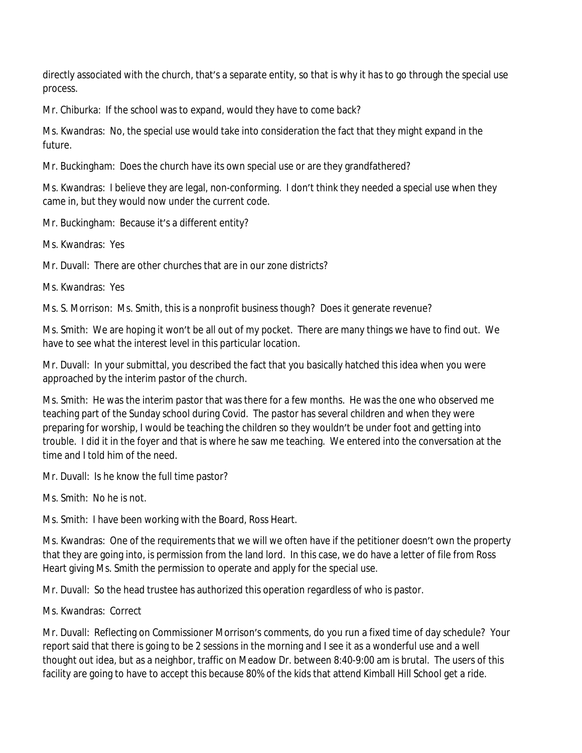directly associated with the church, that's a separate entity, so that is why it has to go through the special use process.

Mr. Chiburka: If the school was to expand, would they have to come back?

Ms. Kwandras: No, the special use would take into consideration the fact that they might expand in the future.

Mr. Buckingham: Does the church have its own special use or are they grandfathered?

Ms. Kwandras: I believe they are legal, non-conforming. I don't think they needed a special use when they came in, but they would now under the current code.

Mr. Buckingham: Because it's a different entity?

Ms. Kwandras: Yes

Mr. Duvall: There are other churches that are in our zone districts?

Ms. Kwandras: Yes

Ms. S. Morrison: Ms. Smith, this is a nonprofit business though? Does it generate revenue?

Ms. Smith: We are hoping it won't be all out of my pocket. There are many things we have to find out. We have to see what the interest level in this particular location.

Mr. Duvall: In your submittal, you described the fact that you basically hatched this idea when you were approached by the interim pastor of the church.

Ms. Smith: He was the interim pastor that was there for a few months. He was the one who observed me teaching part of the Sunday school during Covid. The pastor has several children and when they were preparing for worship, I would be teaching the children so they wouldn't be under foot and getting into trouble. I did it in the foyer and that is where he saw me teaching. We entered into the conversation at the time and I told him of the need.

Mr. Duvall: Is he know the full time pastor?

Ms. Smith: No he is not.

Ms. Smith: I have been working with the Board, Ross Heart.

Ms. Kwandras: One of the requirements that we will we often have if the petitioner doesn't own the property that they are going into, is permission from the land lord. In this case, we do have a letter of file from Ross Heart giving Ms. Smith the permission to operate and apply for the special use.

Mr. Duvall: So the head trustee has authorized this operation regardless of who is pastor.

Ms. Kwandras: Correct

Mr. Duvall: Reflecting on Commissioner Morrison's comments, do you run a fixed time of day schedule? Your report said that there is going to be 2 sessions in the morning and I see it as a wonderful use and a well thought out idea, but as a neighbor, traffic on Meadow Dr. between 8:40-9:00 am is brutal. The users of this facility are going to have to accept this because 80% of the kids that attend Kimball Hill School get a ride.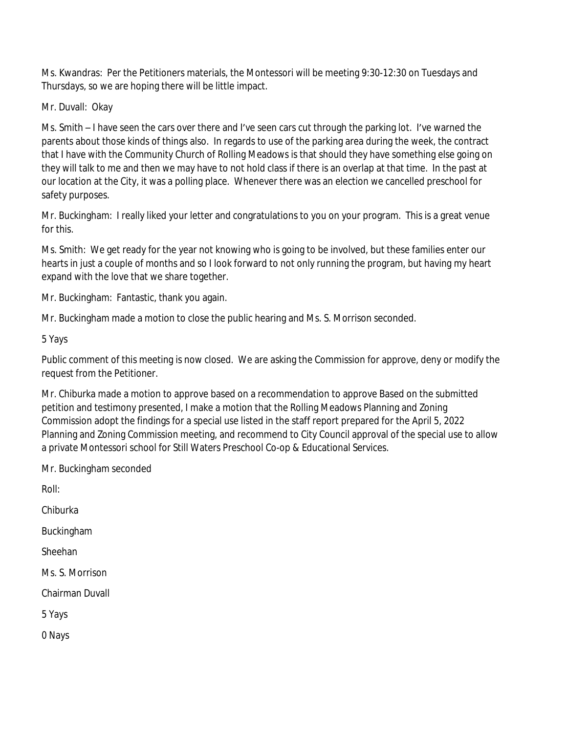Ms. Kwandras: Per the Petitioners materials, the Montessori will be meeting 9:30-12:30 on Tuesdays and Thursdays, so we are hoping there will be little impact.

Mr. Duvall: Okay

Ms. Smith – I have seen the cars over there and I've seen cars cut through the parking lot. I've warned the parents about those kinds of things also. In regards to use of the parking area during the week, the contract that I have with the Community Church of Rolling Meadows is that should they have something else going on they will talk to me and then we may have to not hold class if there is an overlap at that time. In the past at our location at the City, it was a polling place. Whenever there was an election we cancelled preschool for safety purposes.

Mr. Buckingham: I really liked your letter and congratulations to you on your program. This is a great venue for this.

Ms. Smith: We get ready for the year not knowing who is going to be involved, but these families enter our hearts in just a couple of months and so I look forward to not only running the program, but having my heart expand with the love that we share together.

Mr. Buckingham: Fantastic, thank you again.

Mr. Buckingham made a motion to close the public hearing and Ms. S. Morrison seconded.

5 Yays

Public comment of this meeting is now closed. We are asking the Commission for approve, deny or modify the request from the Petitioner.

Mr. Chiburka made a motion to approve based on a recommendation to approve Based on the submitted petition and testimony presented, I make a motion that the Rolling Meadows Planning and Zoning Commission adopt the findings for a special use listed in the staff report prepared for the April 5, 2022 Planning and Zoning Commission meeting, and recommend to City Council approval of the special use to allow a private Montessori school for Still Waters Preschool Co-op & Educational Services.

Mr. Buckingham seconded

Roll:

Chiburka

Buckingham

Sheehan

Ms. S. Morrison

Chairman Duvall

5 Yays

0 Nays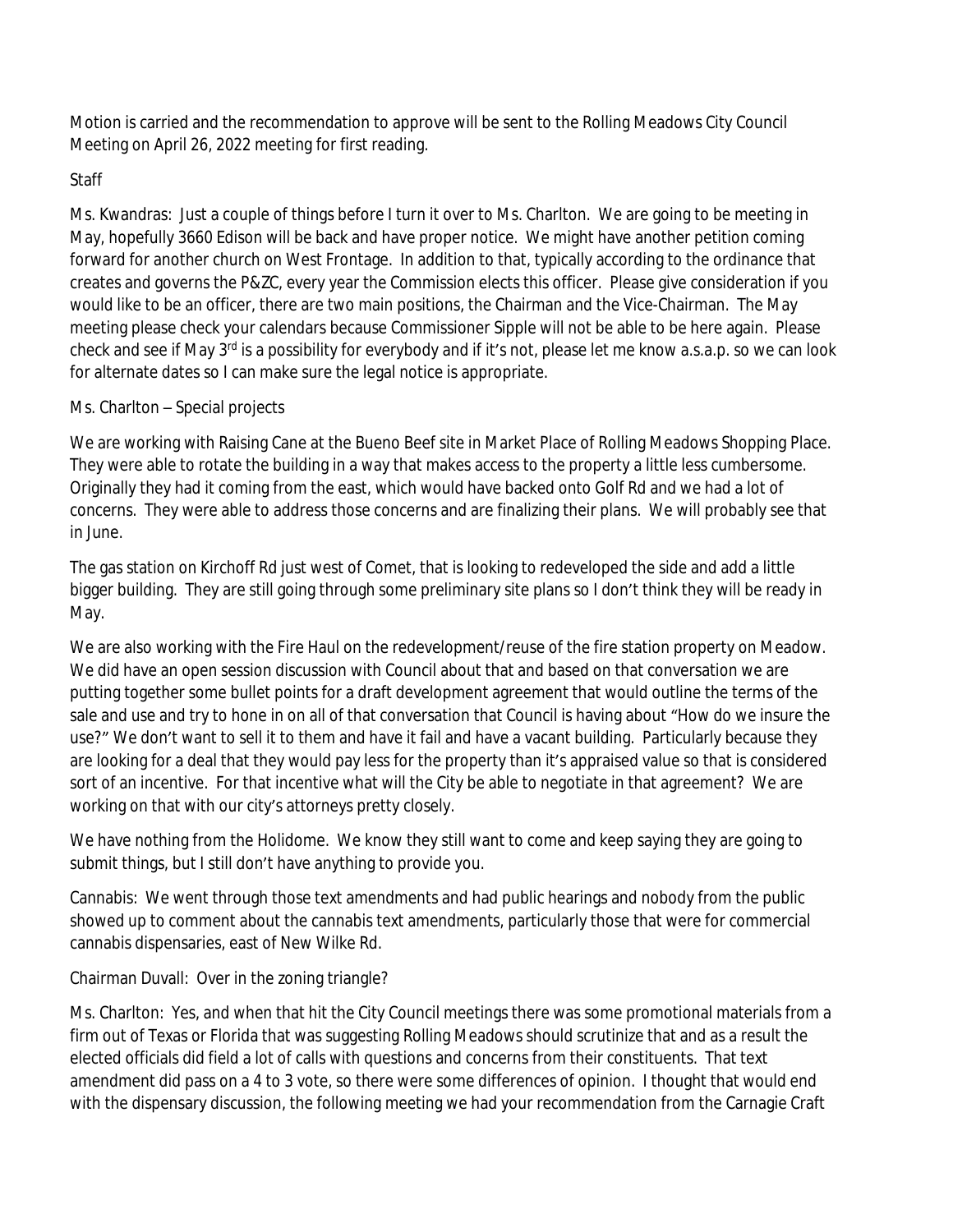Motion is carried and the recommendation to approve will be sent to the Rolling Meadows City Council Meeting on April 26, 2022 meeting for first reading.

Staff

Ms. Kwandras: Just a couple of things before I turn it over to Ms. Charlton. We are going to be meeting in May, hopefully 3660 Edison will be back and have proper notice. We might have another petition coming forward for another church on West Frontage. In addition to that, typically according to the ordinance that creates and governs the P&ZC, every year the Commission elects this officer. Please give consideration if you would like to be an officer, there are two main positions, the Chairman and the Vice-Chairman. The May meeting please check your calendars because Commissioner Sipple will not be able to be here again. Please check and see if May 3rd is a possibility for everybody and if it's not, please let me know a.s.a.p. so we can look for alternate dates so I can make sure the legal notice is appropriate.

Ms. Charlton – Special projects

We are working with Raising Cane at the Bueno Beef site in Market Place of Rolling Meadows Shopping Place. They were able to rotate the building in a way that makes access to the property a little less cumbersome. Originally they had it coming from the east, which would have backed onto Golf Rd and we had a lot of concerns. They were able to address those concerns and are finalizing their plans. We will probably see that in June.

The gas station on Kirchoff Rd just west of Comet, that is looking to redeveloped the side and add a little bigger building. They are still going through some preliminary site plans so I don't think they will be ready in May.

We are also working with the Fire Haul on the redevelopment/reuse of the fire station property on Meadow. We did have an open session discussion with Council about that and based on that conversation we are putting together some bullet points for a draft development agreement that would outline the terms of the sale and use and try to hone in on all of that conversation that Council is having about "How do we insure the use?" We don't want to sell it to them and have it fail and have a vacant building. Particularly because they are looking for a deal that they would pay less for the property than it's appraised value so that is considered sort of an incentive. For that incentive what will the City be able to negotiate in that agreement? We are working on that with our city's attorneys pretty closely.

We have nothing from the Holidome. We know they still want to come and keep saying they are going to submit things, but I still don't have anything to provide you.

Cannabis: We went through those text amendments and had public hearings and nobody from the public showed up to comment about the cannabis text amendments, particularly those that were for commercial cannabis dispensaries, east of New Wilke Rd.

Chairman Duvall: Over in the zoning triangle?

Ms. Charlton: Yes, and when that hit the City Council meetings there was some promotional materials from a firm out of Texas or Florida that was suggesting Rolling Meadows should scrutinize that and as a result the elected officials did field a lot of calls with questions and concerns from their constituents. That text amendment did pass on a 4 to 3 vote, so there were some differences of opinion. I thought that would end with the dispensary discussion, the following meeting we had your recommendation from the Carnagie Craft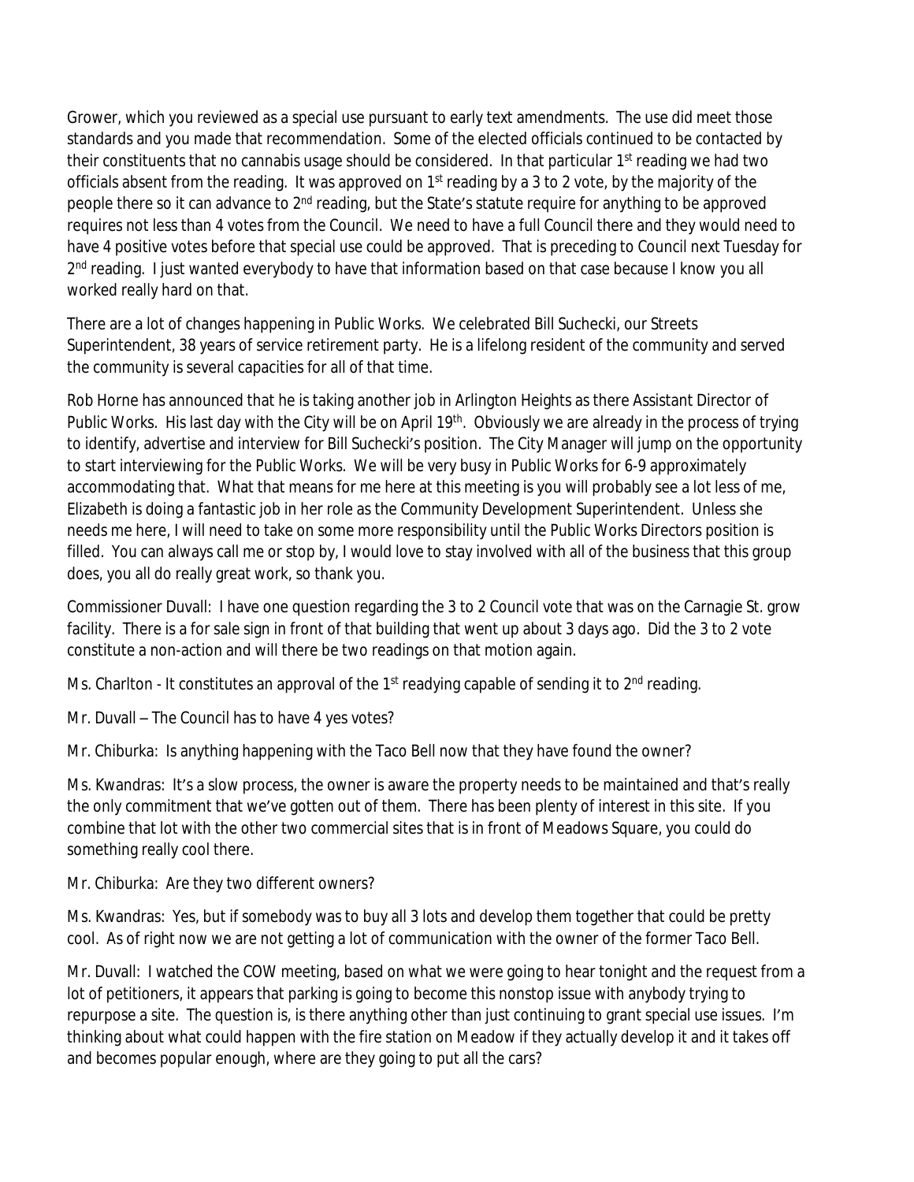Grower, which you reviewed as a special use pursuant to early text amendments. The use did meet those standards and you made that recommendation. Some of the elected officials continued to be contacted by their constituents that no cannabis usage should be considered. In that particular 1st reading we had two officials absent from the reading. It was approved on 1st reading by a 3 to 2 vote, by the majority of the people there so it can advance to 2nd reading, but the State's statute require for anything to be approved requires not less than 4 votes from the Council. We need to have a full Council there and they would need to have 4 positive votes before that special use could be approved. That is preceding to Council next Tuesday for 2nd reading. I just wanted everybody to have that information based on that case because I know you all worked really hard on that.

There are a lot of changes happening in Public Works. We celebrated Bill Suchecki, our Streets Superintendent, 38 years of service retirement party. He is a lifelong resident of the community and served the community is several capacities for all of that time.

Rob Horne has announced that he is taking another job in Arlington Heights as there Assistant Director of Public Works. His last day with the City will be on April 19th. Obviously we are already in the process of trying to identify, advertise and interview for Bill Suchecki's position. The City Manager will jump on the opportunity to start interviewing for the Public Works. We will be very busy in Public Works for 6-9 approximately accommodating that. What that means for me here at this meeting is you will probably see a lot less of me, Elizabeth is doing a fantastic job in her role as the Community Development Superintendent. Unless she needs me here, I will need to take on some more responsibility until the Public Works Directors position is filled. You can always call me or stop by, I would love to stay involved with all of the business that this group does, you all do really great work, so thank you.

Commissioner Duvall: I have one question regarding the 3 to 2 Council vote that was on the Carnagie St. grow facility. There is a for sale sign in front of that building that went up about 3 days ago. Did the 3 to 2 vote constitute a non-action and will there be two readings on that motion again.

Ms. Charlton - It constitutes an approval of the 1st readying capable of sending it to 2nd reading.

Mr. Duvall – The Council has to have 4 yes votes?

Mr. Chiburka: Is anything happening with the Taco Bell now that they have found the owner?

Ms. Kwandras: It's a slow process, the owner is aware the property needs to be maintained and that's really the only commitment that we've gotten out of them. There has been plenty of interest in this site. If you combine that lot with the other two commercial sites that is in front of Meadows Square, you could do something really cool there.

Mr. Chiburka: Are they two different owners?

Ms. Kwandras: Yes, but if somebody was to buy all 3 lots and develop them together that could be pretty cool. As of right now we are not getting a lot of communication with the owner of the former Taco Bell.

Mr. Duvall: I watched the COW meeting, based on what we were going to hear tonight and the request from a lot of petitioners, it appears that parking is going to become this nonstop issue with anybody trying to repurpose a site. The question is, is there anything other than just continuing to grant special use issues. I'm thinking about what could happen with the fire station on Meadow if they actually develop it and it takes off and becomes popular enough, where are they going to put all the cars?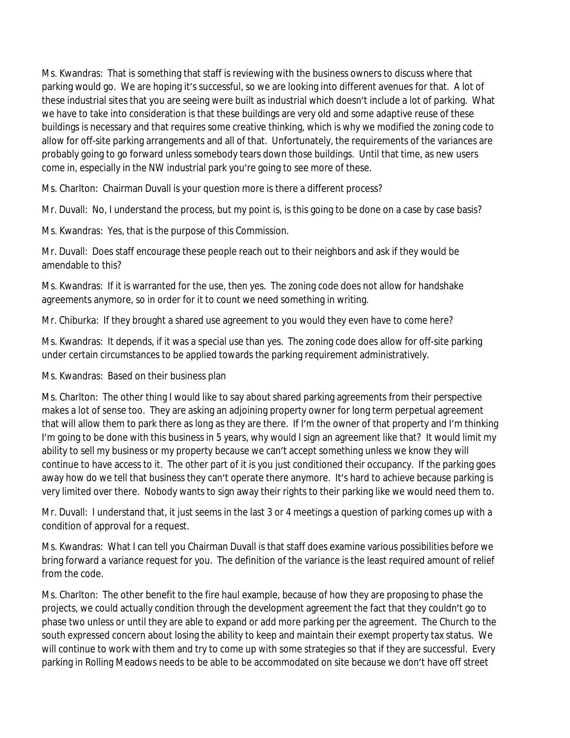Ms. Kwandras: That is something that staff is reviewing with the business owners to discuss where that parking would go. We are hoping it's successful, so we are looking into different avenues for that. A lot of these industrial sites that you are seeing were built as industrial which doesn't include a lot of parking. What we have to take into consideration is that these buildings are very old and some adaptive reuse of these buildings is necessary and that requires some creative thinking, which is why we modified the zoning code to allow for off-site parking arrangements and all of that. Unfortunately, the requirements of the variances are probably going to go forward unless somebody tears down those buildings. Until that time, as new users come in, especially in the NW industrial park you're going to see more of these.

Ms. Charlton: Chairman Duvall is your question more is there a different process?

Mr. Duvall: No, I understand the process, but my point is, is this going to be done on a case by case basis?

Ms. Kwandras: Yes, that is the purpose of this Commission.

Mr. Duvall: Does staff encourage these people reach out to their neighbors and ask if they would be amendable to this?

Ms. Kwandras: If it is warranted for the use, then yes. The zoning code does not allow for handshake agreements anymore, so in order for it to count we need something in writing.

Mr. Chiburka: If they brought a shared use agreement to you would they even have to come here?

Ms. Kwandras: It depends, if it was a special use than yes. The zoning code does allow for off-site parking under certain circumstances to be applied towards the parking requirement administratively.

Ms. Kwandras: Based on their business plan

Ms. Charlton: The other thing I would like to say about shared parking agreements from their perspective makes a lot of sense too. They are asking an adjoining property owner for long term perpetual agreement that will allow them to park there as long as they are there. If I'm the owner of that property and I'm thinking I'm going to be done with this business in 5 years, why would I sign an agreement like that? It would limit my ability to sell my business or my property because we can't accept something unless we know they will continue to have access to it. The other part of it is you just conditioned their occupancy. If the parking goes away how do we tell that business they can't operate there anymore. It's hard to achieve because parking is very limited over there. Nobody wants to sign away their rights to their parking like we would need them to.

Mr. Duvall: I understand that, it just seems in the last 3 or 4 meetings a question of parking comes up with a condition of approval for a request.

Ms. Kwandras: What I can tell you Chairman Duvall is that staff does examine various possibilities before we bring forward a variance request for you. The definition of the variance is the least required amount of relief from the code.

Ms. Charlton: The other benefit to the fire haul example, because of how they are proposing to phase the projects, we could actually condition through the development agreement the fact that they couldn't go to phase two unless or until they are able to expand or add more parking per the agreement. The Church to the south expressed concern about losing the ability to keep and maintain their exempt property tax status. We will continue to work with them and try to come up with some strategies so that if they are successful. Every parking in Rolling Meadows needs to be able to be accommodated on site because we don't have off street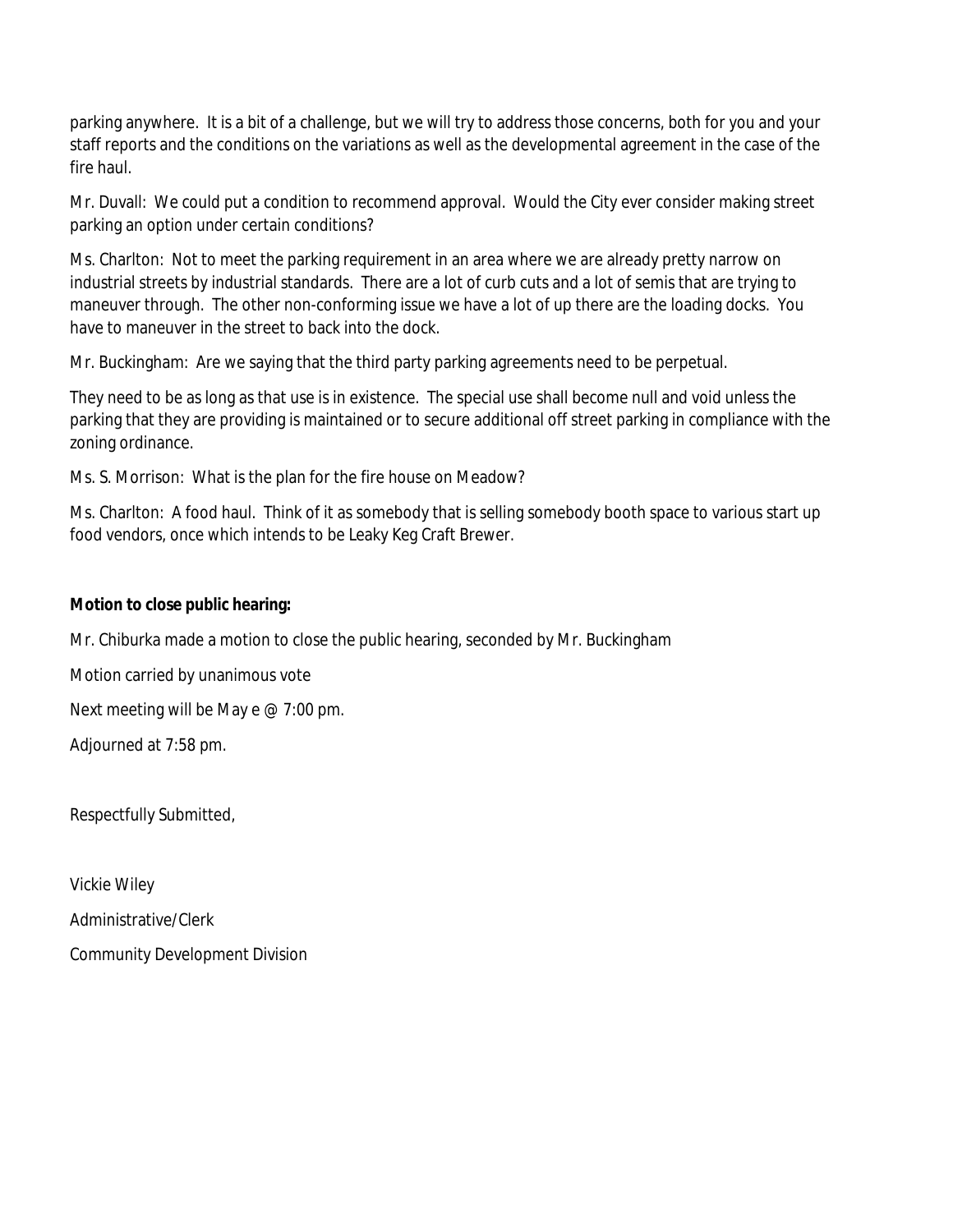parking anywhere. It is a bit of a challenge, but we will try to address those concerns, both for you and your staff reports and the conditions on the variations as well as the developmental agreement in the case of the fire haul.

Mr. Duvall: We could put a condition to recommend approval. Would the City ever consider making street parking an option under certain conditions?

Ms. Charlton: Not to meet the parking requirement in an area where we are already pretty narrow on industrial streets by industrial standards. There are a lot of curb cuts and a lot of semis that are trying to maneuver through. The other non-conforming issue we have a lot of up there are the loading docks. You have to maneuver in the street to back into the dock.

Mr. Buckingham: Are we saying that the third party parking agreements need to be perpetual.

They need to be as long as that use is in existence. The special use shall become null and void unless the parking that they are providing is maintained or to secure additional off street parking in compliance with the zoning ordinance.

Ms. S. Morrison: What is the plan for the fire house on Meadow?

Ms. Charlton: A food haul. Think of it as somebody that is selling somebody booth space to various start up food vendors, once which intends to be Leaky Keg Craft Brewer.

**Motion to close public hearing:**

Mr. Chiburka made a motion to close the public hearing, seconded by Mr. Buckingham

Motion carried by unanimous vote

Next meeting will be May e @ 7:00 pm.

Adjourned at 7:58 pm.

Respectfully Submitted,

Vickie Wiley

Administrative/Clerk

Community Development Division